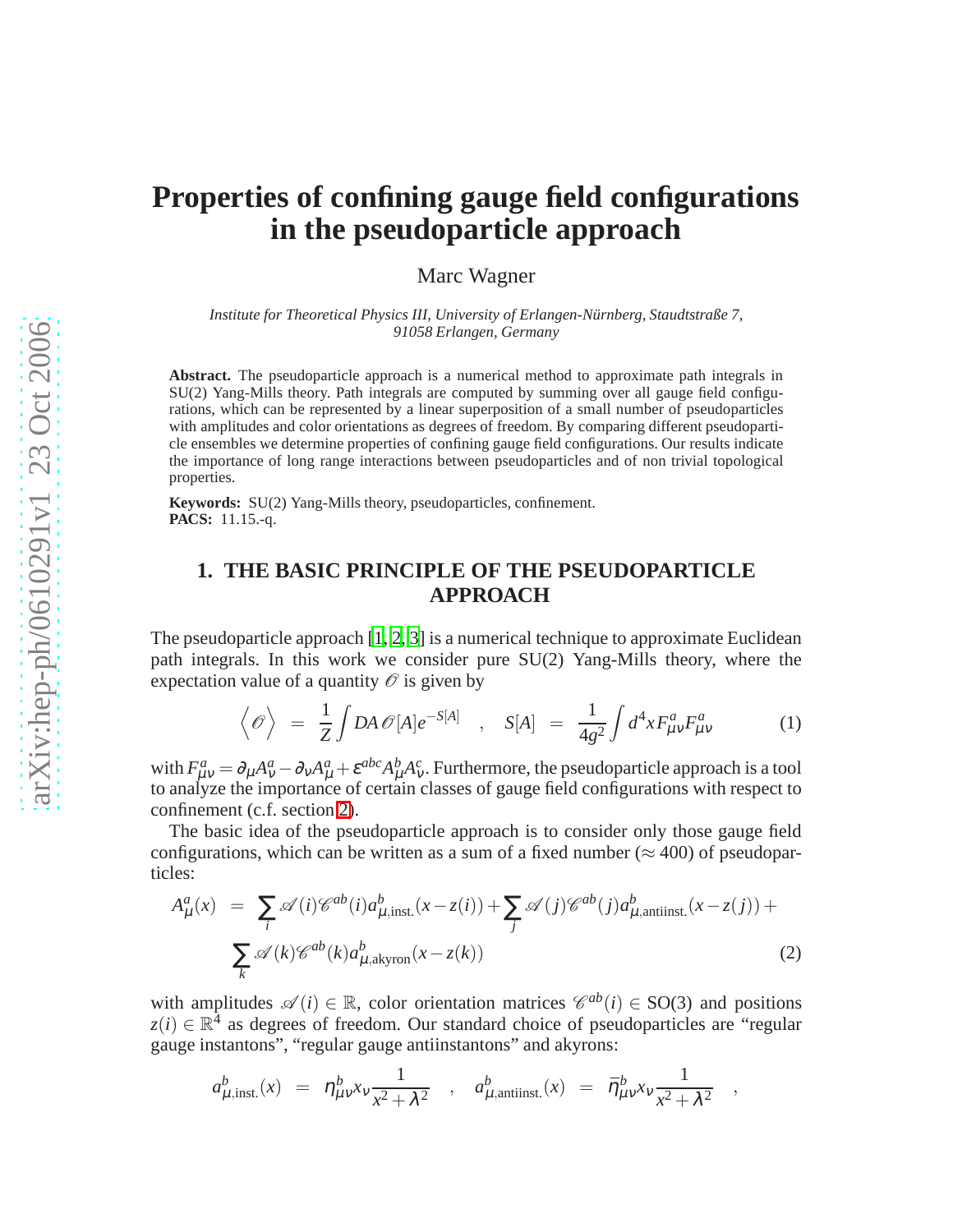# Properties of confining gauge field configurations in the pseudoparticle approach

Marc Wagner

*Institute for Theoretical Physics III, University of Erlangen-Nürnberg, Staudtstraße 7, 91058 Erlangen, Germany*

**Abstract.** The pseudoparticle approach is a numerical method to approximate path integrals in SU(2) Yang-Mills theory. Path integrals are computed by summing over all gauge field configurations, which can be represented by a linear superposition of a small number of pseudoparticles with amplitudes and color orientations as degrees of freedom. By comparing different pseudoparticle ensembles we determine properties of confining gauge field configurations. Our results indicate the importance of long range interactions between pseudoparticles and of non trivial topological properties.

**Keywords:** SU(2) Yang-Mills theory, pseudoparticles, confinement.
**PACS:** 11.15.-q.

## 1. THE BASIC PRINCIPLE OF THE PSEUDOPARTICLE APPROACH

The pseudoparticle approach [1, 2, 3] is a numerical technique to approximate Euclidean path integrals. In this work we consider pure SU(2) Yang-Mills theory, where the expectation value of a quantity $\mathscr{O}$ is given by

$$\Big\langle \mathscr{O} \Big\rangle \; = \; \frac{1}{Z} \int DA\, \mathscr{O}[A] e^{-S[A]} \quad , \quad S[A] \; = \; \frac{1}{4g^2} \int d^4x\, F_{\mu\nu}^a F_{\mu\nu}^a \tag{1}$$

with $F_{\mu\nu}^a = \partial_\mu A_\nu^a - \partial_\nu A_\mu^a + \varepsilon^{abc} A_\mu^b A_\nu^c$. Furthermore, the pseudoparticle approach is a tool to analyze the importance of certain classes of gauge field configurations with respect to confinement (c.f. section 2).

The basic idea of the pseudoparticle approach is to consider only those gauge field configurations, which can be written as a sum of a fixed number ($\approx 400$) of pseudoparticles:

$$\begin{aligned} A_\mu^a(x) \; &= \; \sum_i \mathscr{A}(i) \mathscr{C}^{ab}(i) a_{\mu,\text{inst.}}^b(x - z(i)) + \sum_j \mathscr{A}(j) \mathscr{C}^{ab}(j) a_{\mu,\text{antiinst.}}^b(x - z(j)) + \\ & \sum_k \mathscr{A}(k) \mathscr{C}^{ab}(k) a_{\mu,\text{akyron}}^b(x - z(k)) \end{aligned} \tag{2}$$

with amplitudes $\mathscr{A}(i) \in \mathbb{R}$, color orientation matrices $\mathscr{C}^{ab}(i) \in \text{SO(3)}$ and positions $z(i) \in \mathbb{R}^4$ as degrees of freedom. Our standard choice of pseudoparticles are "regular gauge instantons", "regular gauge antiinstantons" and akyrons:

$$a_{\mu,\text{inst.}}^b(x) \; = \; \eta_{\mu\nu}^b x_\nu \frac{1}{x^2 + \lambda^2} \quad , \quad a_{\mu,\text{antiinst.}}^b(x) \; = \; \bar{\eta}_{\mu\nu}^b x_\nu \frac{1}{x^2 + \lambda^2} \quad ,$$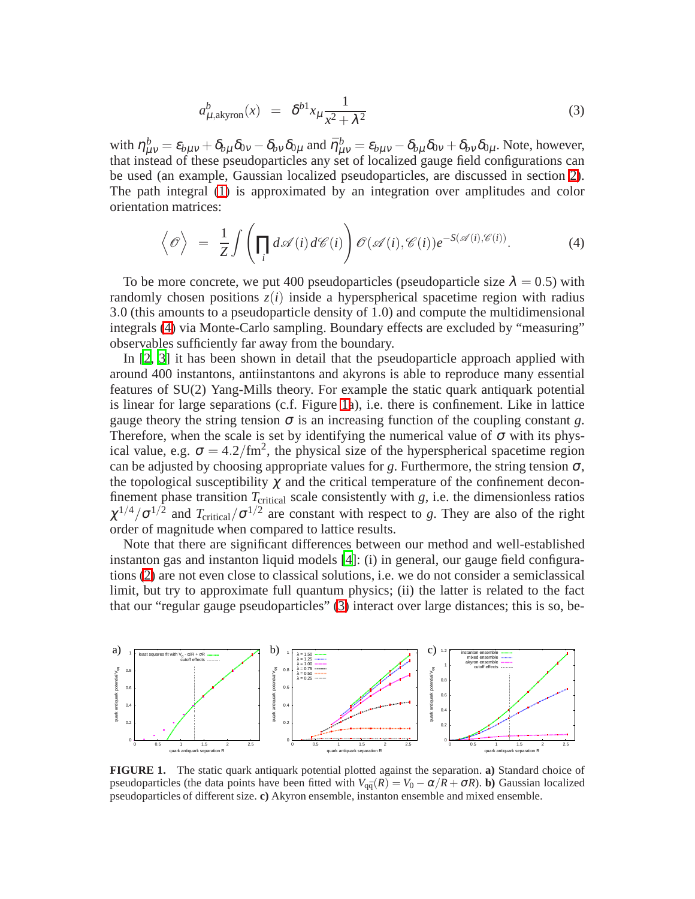$$a^b_{\mu,\text{akyron}}(x) \;=\; \delta^{b1} x_\mu \frac{1}{x^2+\lambda^2} \tag{3}$$

with $\eta^b_{\mu\nu} = \varepsilon_{b\mu\nu} + \delta_{b\mu}\delta_{0\nu} - \delta_{b\nu}\delta_{0\mu}$ and $\bar{\eta}^b_{\mu\nu} = \varepsilon_{b\mu\nu} - \delta_{b\mu}\delta_{0\nu} + \delta_{b\nu}\delta_{0\mu}$. Note, however, that instead of these pseudoparticles any set of localized gauge field configurations can be used (an example, Gaussian localized pseudoparticles, are discussed in section 2). The path integral (1) is approximated by an integration over amplitudes and color orientation matrices:

$$\left\langle \mathscr{O} \right\rangle \;=\; \frac{1}{Z}\int \left(\prod_i d\mathscr{A}(i)\, d\mathscr{C}(i)\right) \mathscr{O}(\mathscr{A}(i),\mathscr{C}(i)) e^{-S(\mathscr{A}(i),\mathscr{C}(i))}. \tag{4}$$

To be more concrete, we put 400 pseudoparticles (pseudoparticle size $\lambda = 0.5$) with randomly chosen positions $z(i)$ inside a hyperspherical spacetime region with radius 3.0 (this amounts to a pseudoparticle density of 1.0) and compute the multidimensional integrals (4) via Monte-Carlo sampling. Boundary effects are excluded by "measuring" observables sufficiently far away from the boundary.

In [2, 3] it has been shown in detail that the pseudoparticle approach applied with around 400 instantons, antiinstantons and akyrons is able to reproduce many essential features of SU(2) Yang-Mills theory. For example the static quark antiquark potential is linear for large separations (c.f. Figure 1a), i.e. there is confinement. Like in lattice gauge theory the string tension $\sigma$ is an increasing function of the coupling constant $g$. Therefore, when the scale is set by identifying the numerical value of $\sigma$ with its physical value, e.g. $\sigma = 4.2/\text{fm}^2$, the physical size of the hyperspherical spacetime region can be adjusted by choosing appropriate values for $g$. Furthermore, the string tension $\sigma$, the topological susceptibility $\chi$ and the critical temperature of the confinement deconfinement phase transition $T_\text{critical}$ scale consistently with $g$, i.e. the dimensionless ratios $\chi^{1/4}/\sigma^{1/2}$ and $T_\text{critical}/\sigma^{1/2}$ are constant with respect to $g$. They are also of the right order of magnitude when compared to lattice results.

Note that there are significant differences between our method and well-established instanton gas and instanton liquid models [4]: (i) in general, our gauge field configurations (2) are not even close to classical solutions, i.e. we do not consider a semiclassical limit, but try to approximate full quantum physics; (ii) the latter is related to the fact that our "regular gauge pseudoparticles" (3) interact over large distances; this is so, be-

**FIGURE 1.** The static quark antiquark potential plotted against the separation. **a)** Standard choice of pseudoparticles (the data points have been fitted with $V_{q\bar{q}}(R) = V_0 - \alpha/R + \sigma R$). **b)** Gaussian localized pseudoparticles of different size. **c)** Akyron ensemble, instanton ensemble and mixed ensemble.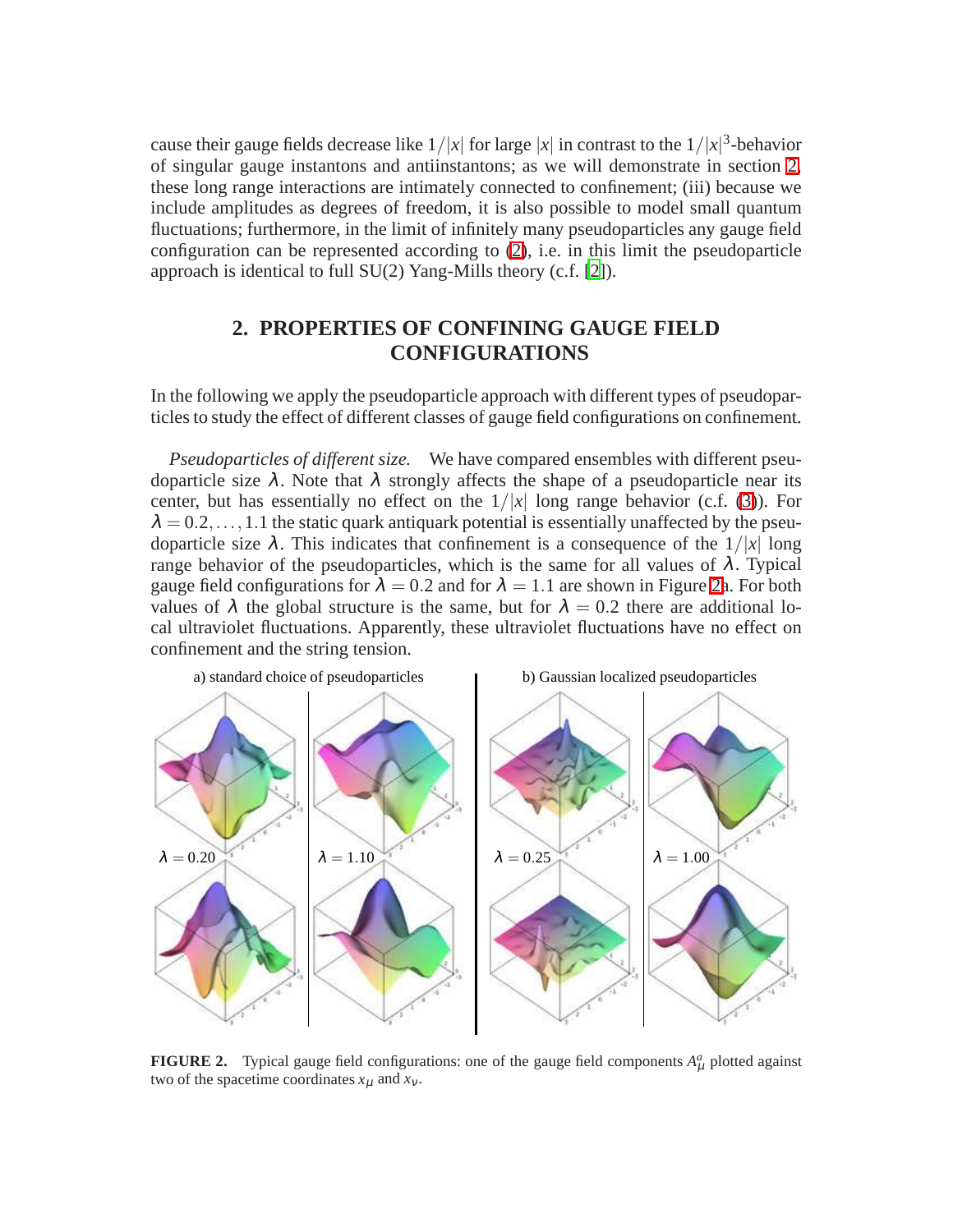cause their gauge fields decrease like $1/|x|$ for large $|x|$ in contrast to the $1/|x|^3$-behavior of singular gauge instantons and antiinstantons; as we will demonstrate in section 2, these long range interactions are intimately connected to confinement; (iii) because we include amplitudes as degrees of freedom, it is also possible to model small quantum fluctuations; furthermore, in the limit of infinitely many pseudoparticles any gauge field configuration can be represented according to (2), i.e. in this limit the pseudoparticle approach is identical to full SU(2) Yang-Mills theory (c.f. [2]).

## 2. PROPERTIES OF CONFINING GAUGE FIELD CONFIGURATIONS

In the following we apply the pseudoparticle approach with different types of pseudoparticles to study the effect of different classes of gauge field configurations on confinement.

*Pseudoparticles of different size.* We have compared ensembles with different pseudoparticle size $\lambda$. Note that $\lambda$ strongly affects the shape of a pseudoparticle near its center, but has essentially no effect on the $1/|x|$ long range behavior (c.f. (3)). For $\lambda = 0.2, \ldots, 1.1$ the static quark antiquark potential is essentially unaffected by the pseudoparticle size $\lambda$. This indicates that confinement is a consequence of the $1/|x|$ long range behavior of the pseudoparticles, which is the same for all values of $\lambda$. Typical gauge field configurations for $\lambda = 0.2$ and for $\lambda = 1.1$ are shown in Figure 2a. For both values of $\lambda$ the global structure is the same, but for $\lambda = 0.2$ there are additional local ultraviolet fluctuations. Apparently, these ultraviolet fluctuations have no effect on confinement and the string tension.

a) standard choice of pseudoparticles — $\lambda = 0.20$, $\lambda = 1.10$

b) Gaussian localized pseudoparticles — $\lambda = 0.25$, $\lambda = 1.00$

**FIGURE 2.** Typical gauge field configurations: one of the gauge field components $A_\mu^a$ plotted against two of the spacetime coordinates $x_\mu$ and $x_\nu$.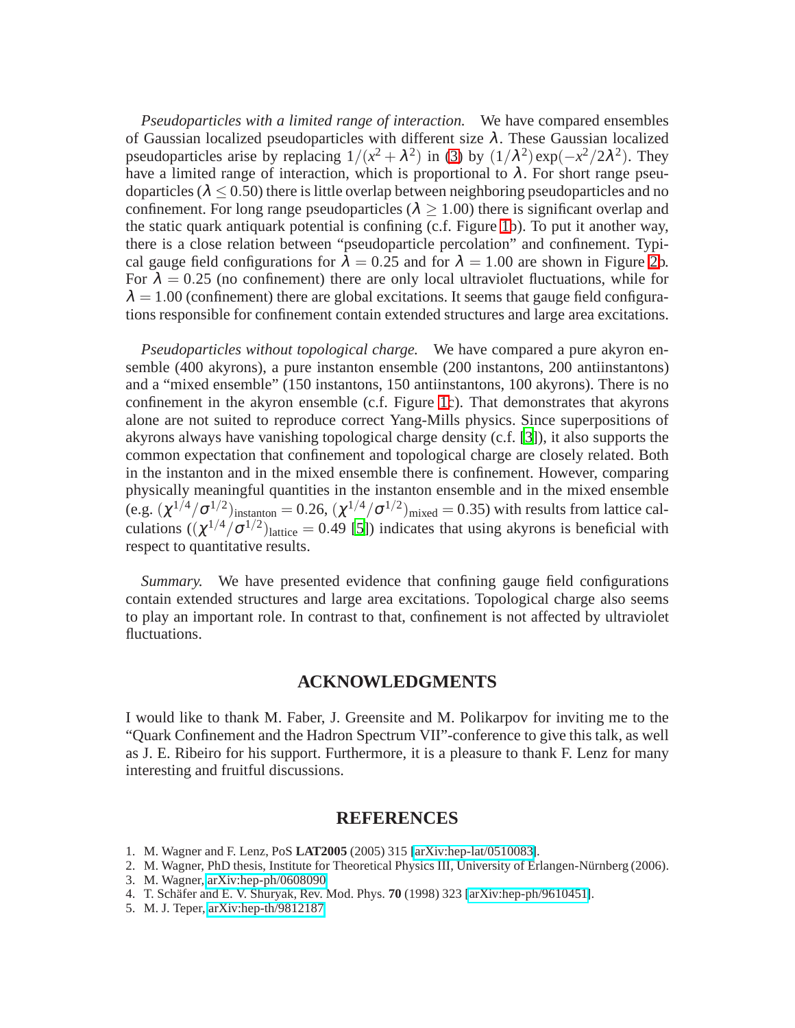*Pseudoparticles with a limited range of interaction.* We have compared ensembles of Gaussian localized pseudoparticles with different size $\lambda$. These Gaussian localized pseudoparticles arise by replacing $1/(x^2 + \lambda^2)$ in (3) by $(1/\lambda^2)\exp(-x^2/2\lambda^2)$. They have a limited range of interaction, which is proportional to $\lambda$. For short range pseudoparticles ($\lambda \leq 0.50$) there is little overlap between neighboring pseudoparticles and no confinement. For long range pseudoparticles ($\lambda \geq 1.00$) there is significant overlap and the static quark antiquark potential is confining (c.f. Figure 1b). To put it another way, there is a close relation between "pseudoparticle percolation" and confinement. Typical gauge field configurations for $\lambda = 0.25$ and for $\lambda = 1.00$ are shown in Figure 2b. For $\lambda = 0.25$ (no confinement) there are only local ultraviolet fluctuations, while for $\lambda = 1.00$ (confinement) there are global excitations. It seems that gauge field configurations responsible for confinement contain extended structures and large area excitations.

*Pseudoparticles without topological charge.* We have compared a pure akyron ensemble (400 akyrons), a pure instanton ensemble (200 instantons, 200 antiinstantons) and a "mixed ensemble" (150 instantons, 150 antiinstantons, 100 akyrons). There is no confinement in the akyron ensemble (c.f. Figure 1c). That demonstrates that akyrons alone are not suited to reproduce correct Yang-Mills physics. Since superpositions of akyrons always have vanishing topological charge density (c.f. [3]), it also supports the common expectation that confinement and topological charge are closely related. Both in the instanton and in the mixed ensemble there is confinement. However, comparing physically meaningful quantities in the instanton ensemble and in the mixed ensemble (e.g. $(\chi^{1/4}/\sigma^{1/2})_{\text{instanton}} = 0.26$, $(\chi^{1/4}/\sigma^{1/2})_{\text{mixed}} = 0.35$) with results from lattice calculations ($(\chi^{1/4}/\sigma^{1/2})_{\text{lattice}} = 0.49$ [5]) indicates that using akyrons is beneficial with respect to quantitative results.

*Summary.* We have presented evidence that confining gauge field configurations contain extended structures and large area excitations. Topological charge also seems to play an important role. In contrast to that, confinement is not affected by ultraviolet fluctuations.

## ACKNOWLEDGMENTS

I would like to thank M. Faber, J. Greensite and M. Polikarpov for inviting me to the "Quark Confinement and the Hadron Spectrum VII"-conference to give this talk, as well as J. E. Ribeiro for his support. Furthermore, it is a pleasure to thank F. Lenz for many interesting and fruitful discussions.

## REFERENCES

1. M. Wagner and F. Lenz, PoS **LAT2005** (2005) 315 [arXiv:hep-lat/0510083].
2. M. Wagner, PhD thesis, Institute for Theoretical Physics III, University of Erlangen-Nürnberg (2006).
3. M. Wagner, arXiv:hep-ph/0608090.
4. T. Schäfer and E. V. Shuryak, Rev. Mod. Phys. **70** (1998) 323 [arXiv:hep-ph/9610451].
5. M. J. Teper, arXiv:hep-th/9812187.